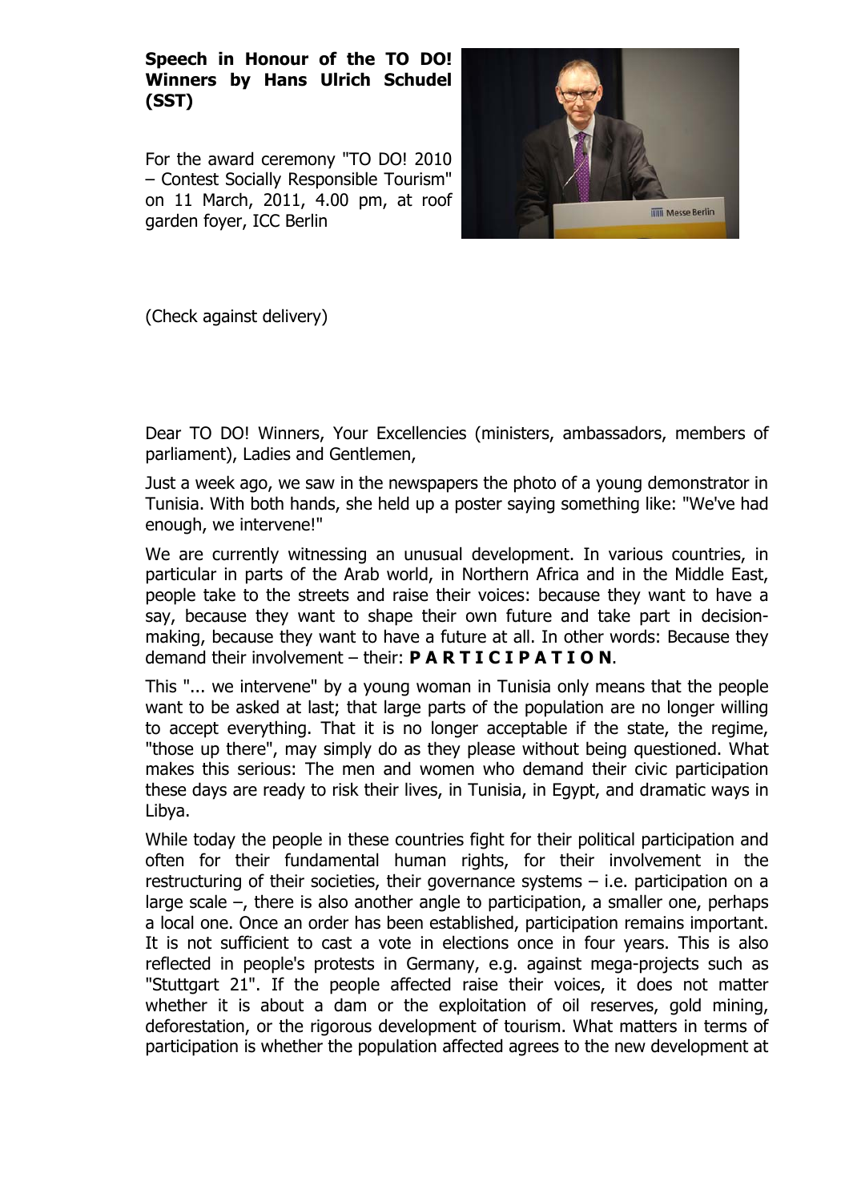**Speech in Honour of the TO DO! Winners by Hans Ulrich Schudel (SST)**

For the award ceremony "TO DO! 2010 – Contest Socially Responsible Tourism" on 11 March, 2011, 4.00 pm, at roof garden foyer, ICC Berlin

(Check against delivery)

Dear TO DO! Winners, Your Excellencies (ministers, ambassadors, members of parliament), Ladies and Gentlemen,

Just a week ago, we saw in the newspapers the photo of a young demonstrator in Tunisia. With both hands, she held up a poster saying something like: "We've had enough, we intervene!"

We are currently witnessing an unusual development. In various countries, in particular in parts of the Arab world, in Northern Africa and in the Middle East, people take to the streets and raise their voices: because they want to have a say, because they want to shape their own future and take part in decision-making, because they want to have a future at all. In other words: Because they demand their involvement – their: **P A R T I C I P A T I O N**.

This "... we intervene" by a young woman in Tunisia only means that the people want to be asked at last; that large parts of the population are no longer willing to accept everything. That it is no longer acceptable if the state, the regime, "those up there", may simply do as they please without being questioned. What makes this serious: The men and women who demand their civic participation these days are ready to risk their lives, in Tunisia, in Egypt, and dramatic ways in Libya.

While today the people in these countries fight for their political participation and often for their fundamental human rights, for their involvement in the restructuring of their societies, their governance systems – i.e. participation on a large scale –, there is also another angle to participation, a smaller one, perhaps a local one. Once an order has been established, participation remains important. It is not sufficient to cast a vote in elections once in four years. This is also reflected in people's protests in Germany, e.g. against mega-projects such as "Stuttgart 21". If the people affected raise their voices, it does not matter whether it is about a dam or the exploitation of oil reserves, gold mining, deforestation, or the rigorous development of tourism. What matters in terms of participation is whether the population affected agrees to the new development at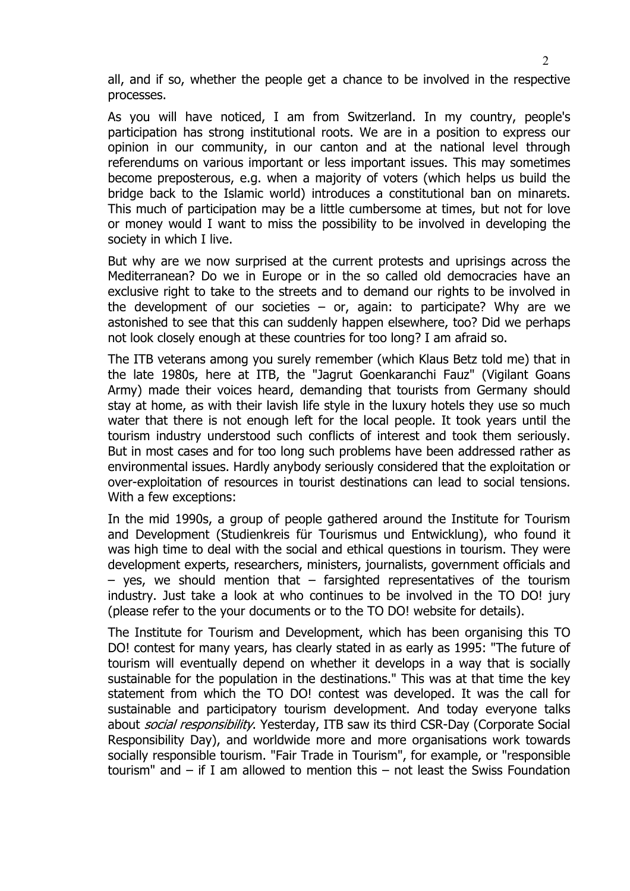all, and if so, whether the people get a chance to be involved in the respective processes.

As you will have noticed, I am from Switzerland. In my country, people's participation has strong institutional roots. We are in a position to express our opinion in our community, in our canton and at the national level through referendums on various important or less important issues. This may sometimes become preposterous, e.g. when a majority of voters (which helps us build the bridge back to the Islamic world) introduces a constitutional ban on minarets. This much of participation may be a little cumbersome at times, but not for love or money would I want to miss the possibility to be involved in developing the society in which I live.

But why are we now surprised at the current protests and uprisings across the Mediterranean? Do we in Europe or in the so called old democracies have an exclusive right to take to the streets and to demand our rights to be involved in the development of our societies – or, again: to participate? Why are we astonished to see that this can suddenly happen elsewhere, too? Did we perhaps not look closely enough at these countries for too long? I am afraid so.

The ITB veterans among you surely remember (which Klaus Betz told me) that in the late 1980s, here at ITB, the "Jagrut Goenkaranchi Fauz" (Vigilant Goans Army) made their voices heard, demanding that tourists from Germany should stay at home, as with their lavish life style in the luxury hotels they use so much water that there is not enough left for the local people. It took years until the tourism industry understood such conflicts of interest and took them seriously. But in most cases and for too long such problems have been addressed rather as environmental issues. Hardly anybody seriously considered that the exploitation or over-exploitation of resources in tourist destinations can lead to social tensions. With a few exceptions:

In the mid 1990s, a group of people gathered around the Institute for Tourism and Development (Studienkreis für Tourismus und Entwicklung), who found it was high time to deal with the social and ethical questions in tourism. They were development experts, researchers, ministers, journalists, government officials and – yes, we should mention that – farsighted representatives of the tourism industry. Just take a look at who continues to be involved in the TO DO! jury (please refer to the your documents or to the TO DO! website for details).

The Institute for Tourism and Development, which has been organising this TO DO! contest for many years, has clearly stated in as early as 1995: "The future of tourism will eventually depend on whether it develops in a way that is socially sustainable for the population in the destinations." This was at that time the key statement from which the TO DO! contest was developed. It was the call for sustainable and participatory tourism development. And today everyone talks about *social responsibility*. Yesterday, ITB saw its third CSR-Day (Corporate Social Responsibility Day), and worldwide more and more organisations work towards socially responsible tourism. "Fair Trade in Tourism", for example, or "responsible tourism" and – if I am allowed to mention this – not least the Swiss Foundation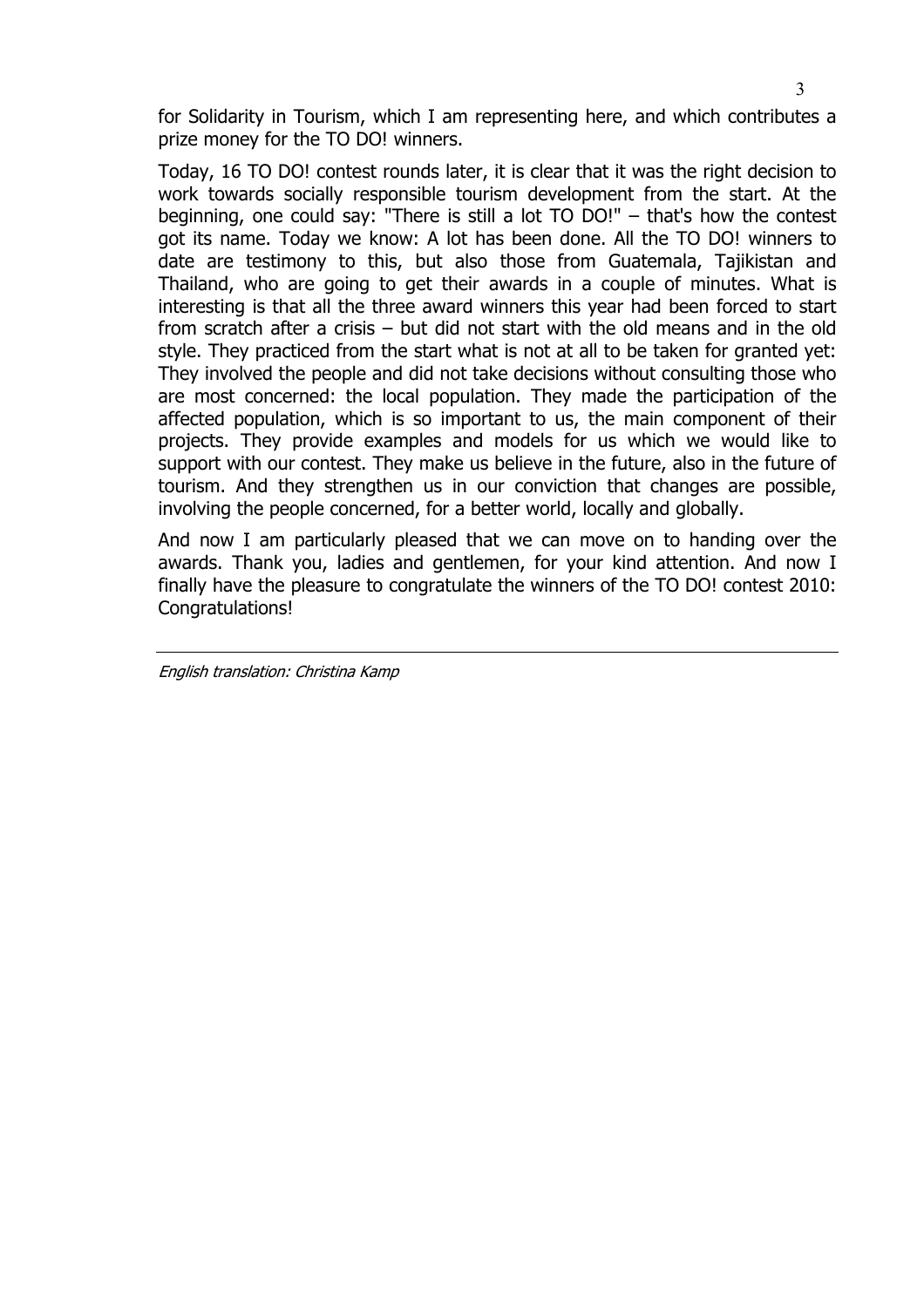for Solidarity in Tourism, which I am representing here, and which contributes a prize money for the TO DO! winners.

Today, 16 TO DO! contest rounds later, it is clear that it was the right decision to work towards socially responsible tourism development from the start. At the beginning, one could say: "There is still a lot TO DO!" – that's how the contest got its name. Today we know: A lot has been done. All the TO DO! winners to date are testimony to this, but also those from Guatemala, Tajikistan and Thailand, who are going to get their awards in a couple of minutes. What is interesting is that all the three award winners this year had been forced to start from scratch after a crisis – but did not start with the old means and in the old style. They practiced from the start what is not at all to be taken for granted yet: They involved the people and did not take decisions without consulting those who are most concerned: the local population. They made the participation of the affected population, which is so important to us, the main component of their projects. They provide examples and models for us which we would like to support with our contest. They make us believe in the future, also in the future of tourism. And they strengthen us in our conviction that changes are possible, involving the people concerned, for a better world, locally and globally.

And now I am particularly pleased that we can move on to handing over the awards. Thank you, ladies and gentlemen, for your kind attention. And now I finally have the pleasure to congratulate the winners of the TO DO! contest 2010: Congratulations!

---

*English translation: Christina Kamp*